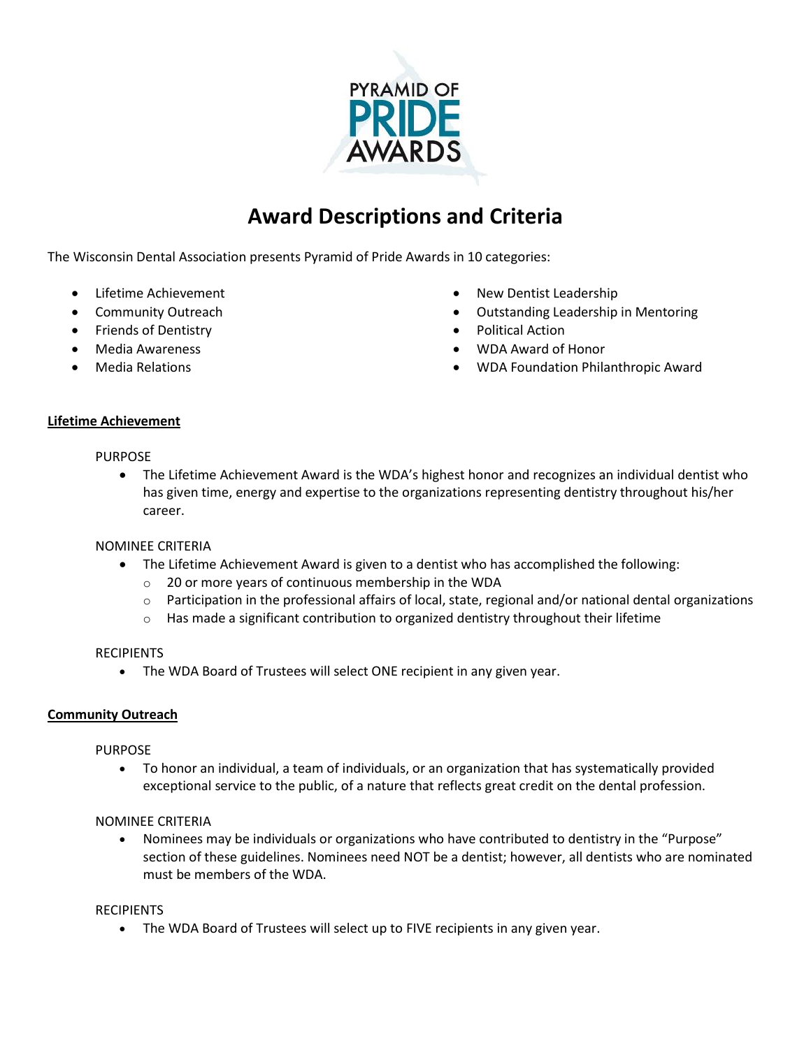PYRAMID OF PRIDE AWARDS

# Award Descriptions and Criteria

The Wisconsin Dental Association presents Pyramid of Pride Awards in 10 categories:

- Lifetime Achievement
- Community Outreach
- Friends of Dentistry
- Media Awareness
- Media Relations
- New Dentist Leadership
- Outstanding Leadership in Mentoring
- Political Action
- WDA Award of Honor
- WDA Foundation Philanthropic Award

## Lifetime Achievement

PURPOSE

- The Lifetime Achievement Award is the WDA's highest honor and recognizes an individual dentist who has given time, energy and expertise to the organizations representing dentistry throughout his/her career.

NOMINEE CRITERIA

- The Lifetime Achievement Award is given to a dentist who has accomplished the following:
  - 20 or more years of continuous membership in the WDA
  - Participation in the professional affairs of local, state, regional and/or national dental organizations
  - Has made a significant contribution to organized dentistry throughout their lifetime

RECIPIENTS

- The WDA Board of Trustees will select ONE recipient in any given year.

## Community Outreach

PURPOSE

- To honor an individual, a team of individuals, or an organization that has systematically provided exceptional service to the public, of a nature that reflects great credit on the dental profession.

NOMINEE CRITERIA

- Nominees may be individuals or organizations who have contributed to dentistry in the "Purpose" section of these guidelines. Nominees need NOT be a dentist; however, all dentists who are nominated must be members of the WDA.

RECIPIENTS

- The WDA Board of Trustees will select up to FIVE recipients in any given year.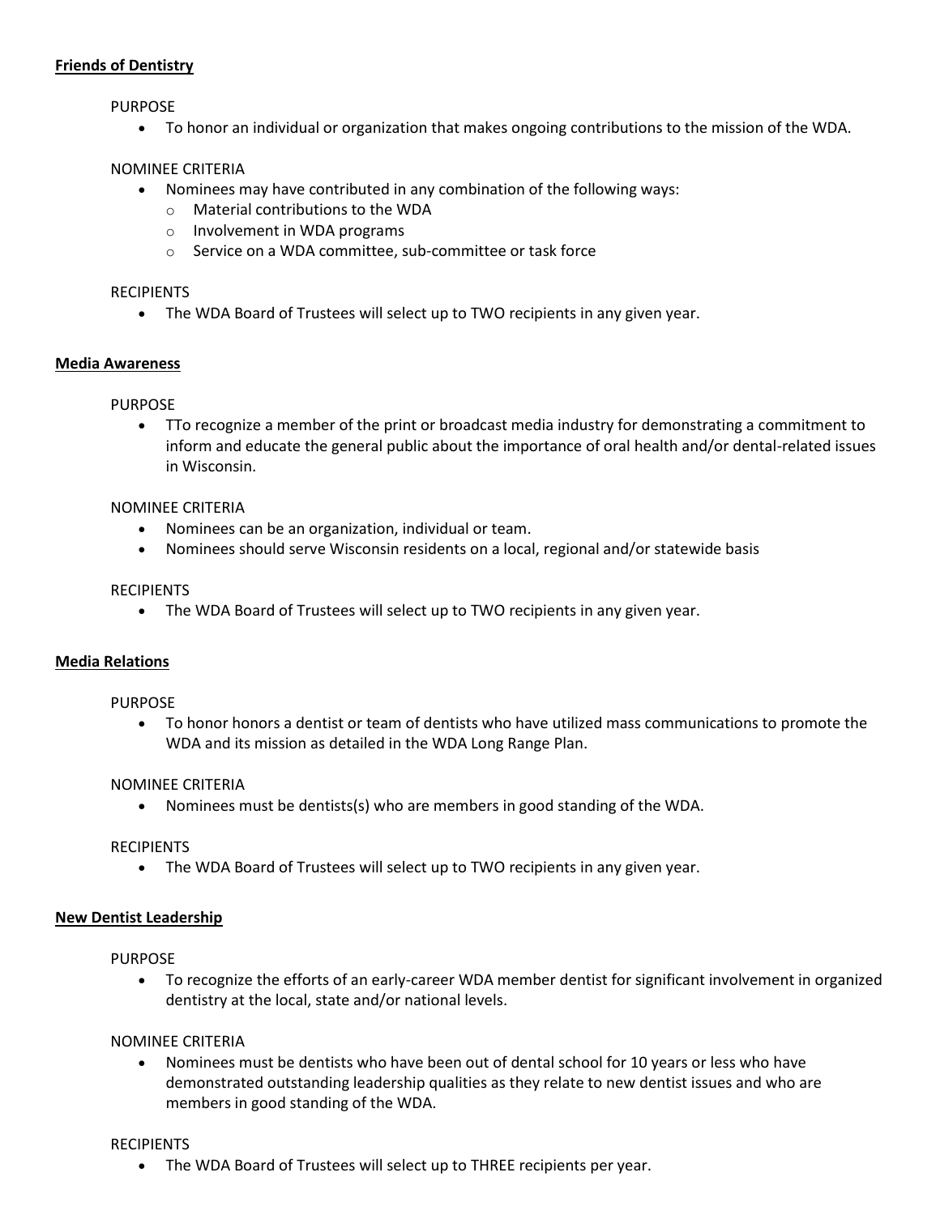**<u>Friends of Dentistry</u>**

PURPOSE

- To honor an individual or organization that makes ongoing contributions to the mission of the WDA.

NOMINEE CRITERIA

- Nominees may have contributed in any combination of the following ways:
  - Material contributions to the WDA
  - Involvement in WDA programs
  - Service on a WDA committee, sub-committee or task force

RECIPIENTS

- The WDA Board of Trustees will select up to TWO recipients in any given year.

**<u>Media Awareness</u>**

PURPOSE

- TTo recognize a member of the print or broadcast media industry for demonstrating a commitment to inform and educate the general public about the importance of oral health and/or dental-related issues in Wisconsin.

NOMINEE CRITERIA

- Nominees can be an organization, individual or team.
- Nominees should serve Wisconsin residents on a local, regional and/or statewide basis

RECIPIENTS

- The WDA Board of Trustees will select up to TWO recipients in any given year.

**<u>Media Relations</u>**

PURPOSE

- To honor honors a dentist or team of dentists who have utilized mass communications to promote the WDA and its mission as detailed in the WDA Long Range Plan.

NOMINEE CRITERIA

- Nominees must be dentists(s) who are members in good standing of the WDA.

RECIPIENTS

- The WDA Board of Trustees will select up to TWO recipients in any given year.

**<u>New Dentist Leadership</u>**

PURPOSE

- To recognize the efforts of an early-career WDA member dentist for significant involvement in organized dentistry at the local, state and/or national levels.

NOMINEE CRITERIA

- Nominees must be dentists who have been out of dental school for 10 years or less who have demonstrated outstanding leadership qualities as they relate to new dentist issues and who are members in good standing of the WDA.

RECIPIENTS

- The WDA Board of Trustees will select up to THREE recipients per year.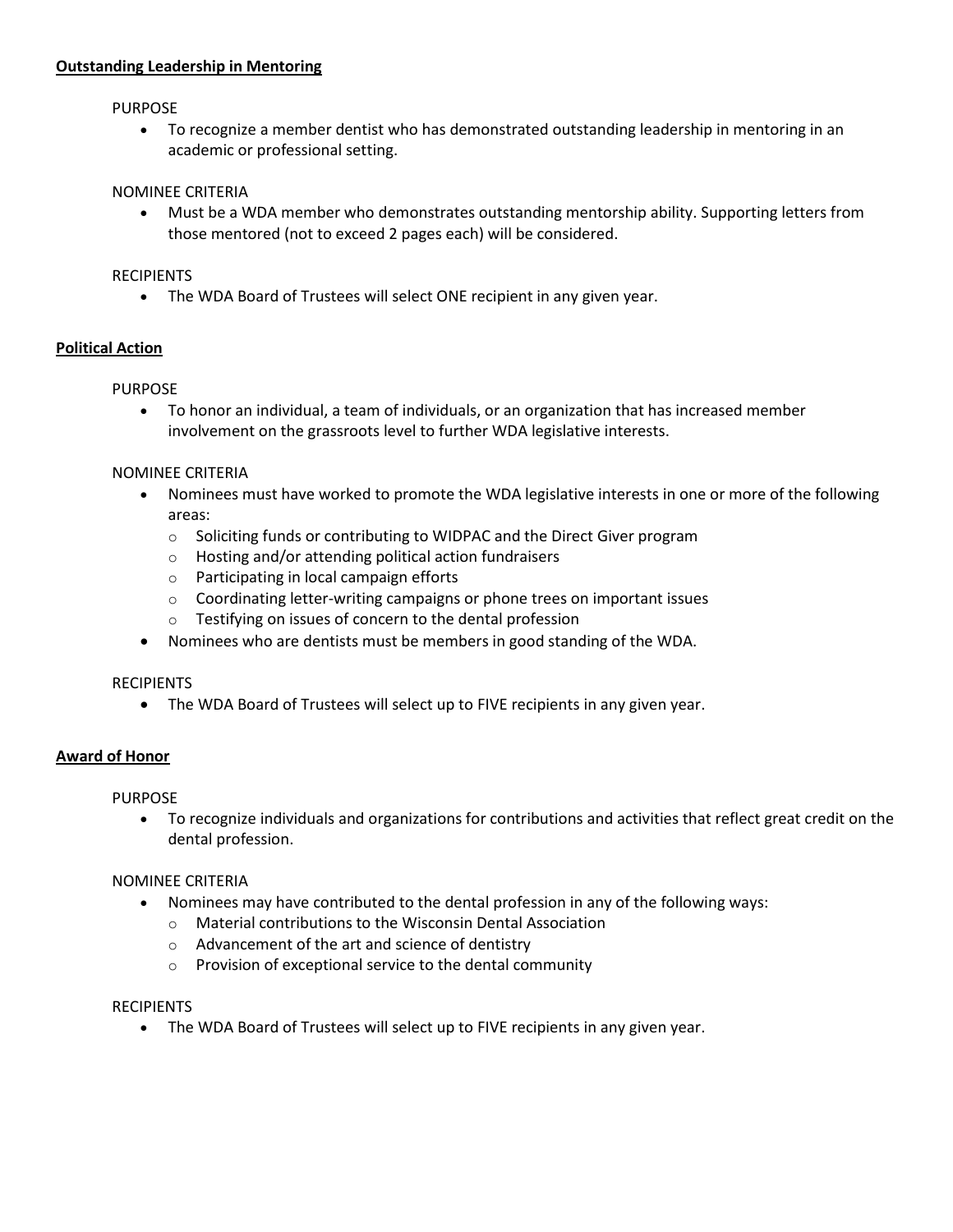## Outstanding Leadership in Mentoring

PURPOSE

- To recognize a member dentist who has demonstrated outstanding leadership in mentoring in an academic or professional setting.

NOMINEE CRITERIA

- Must be a WDA member who demonstrates outstanding mentorship ability. Supporting letters from those mentored (not to exceed 2 pages each) will be considered.

RECIPIENTS

- The WDA Board of Trustees will select ONE recipient in any given year.

## Political Action

PURPOSE

- To honor an individual, a team of individuals, or an organization that has increased member involvement on the grassroots level to further WDA legislative interests.

NOMINEE CRITERIA

- Nominees must have worked to promote the WDA legislative interests in one or more of the following areas:
  - Soliciting funds or contributing to WIDPAC and the Direct Giver program
  - Hosting and/or attending political action fundraisers
  - Participating in local campaign efforts
  - Coordinating letter-writing campaigns or phone trees on important issues
  - Testifying on issues of concern to the dental profession
- Nominees who are dentists must be members in good standing of the WDA.

RECIPIENTS

- The WDA Board of Trustees will select up to FIVE recipients in any given year.

## Award of Honor

PURPOSE

- To recognize individuals and organizations for contributions and activities that reflect great credit on the dental profession.

NOMINEE CRITERIA

- Nominees may have contributed to the dental profession in any of the following ways:
  - Material contributions to the Wisconsin Dental Association
  - Advancement of the art and science of dentistry
  - Provision of exceptional service to the dental community

RECIPIENTS

- The WDA Board of Trustees will select up to FIVE recipients in any given year.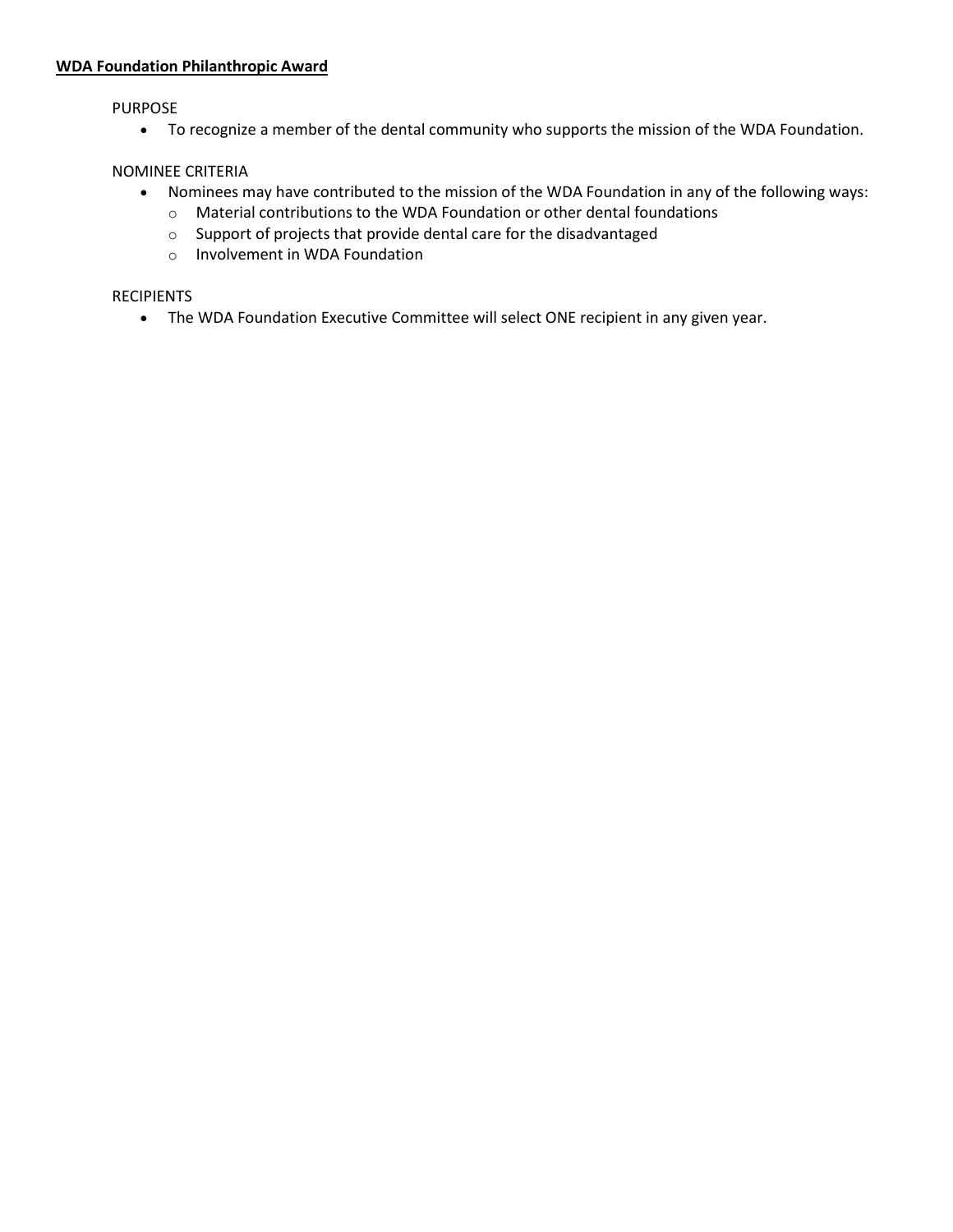## **WDA Foundation Philanthropic Award**

PURPOSE

- To recognize a member of the dental community who supports the mission of the WDA Foundation.

NOMINEE CRITERIA

- Nominees may have contributed to the mission of the WDA Foundation in any of the following ways:
  - Material contributions to the WDA Foundation or other dental foundations
  - Support of projects that provide dental care for the disadvantaged
  - Involvement in WDA Foundation

RECIPIENTS

- The WDA Foundation Executive Committee will select ONE recipient in any given year.